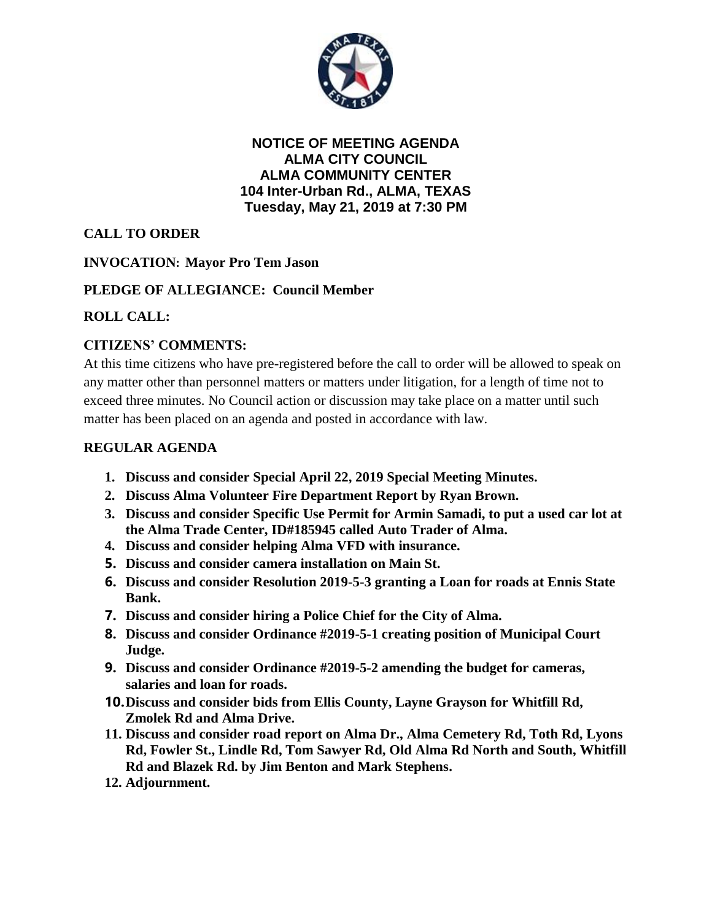**NOTICE OF MEETING AGENDA**
**ALMA CITY COUNCIL**
**ALMA COMMUNITY CENTER**
**104 Inter-Urban Rd., ALMA, TEXAS**
**Tuesday, May 21, 2019 at 7:30 PM**

**CALL TO ORDER**

**INVOCATION: Mayor Pro Tem Jason**

**PLEDGE OF ALLEGIANCE: Council Member**

**ROLL CALL:**

**CITIZENS' COMMENTS:**

At this time citizens who have pre-registered before the call to order will be allowed to speak on any matter other than personnel matters or matters under litigation, for a length of time not to exceed three minutes. No Council action or discussion may take place on a matter until such matter has been placed on an agenda and posted in accordance with law.

**REGULAR AGENDA**

1. **Discuss and consider Special April 22, 2019 Special Meeting Minutes.**
2. **Discuss Alma Volunteer Fire Department Report by Ryan Brown.**
3. **Discuss and consider Specific Use Permit for Armin Samadi, to put a used car lot at the Alma Trade Center, ID#185945 called Auto Trader of Alma.**
4. **Discuss and consider helping Alma VFD with insurance.**
5. **Discuss and consider camera installation on Main St.**
6. **Discuss and consider Resolution 2019-5-3 granting a Loan for roads at Ennis State Bank.**
7. **Discuss and consider hiring a Police Chief for the City of Alma.**
8. **Discuss and consider Ordinance #2019-5-1 creating position of Municipal Court Judge.**
9. **Discuss and consider Ordinance #2019-5-2 amending the budget for cameras, salaries and loan for roads.**
10. **Discuss and consider bids from Ellis County, Layne Grayson for Whitfill Rd, Zmolek Rd and Alma Drive.**
11. **Discuss and consider road report on Alma Dr., Alma Cemetery Rd, Toth Rd, Lyons Rd, Fowler St., Lindle Rd, Tom Sawyer Rd, Old Alma Rd North and South, Whitfill Rd and Blazek Rd. by Jim Benton and Mark Stephens.**
12. **Adjournment.**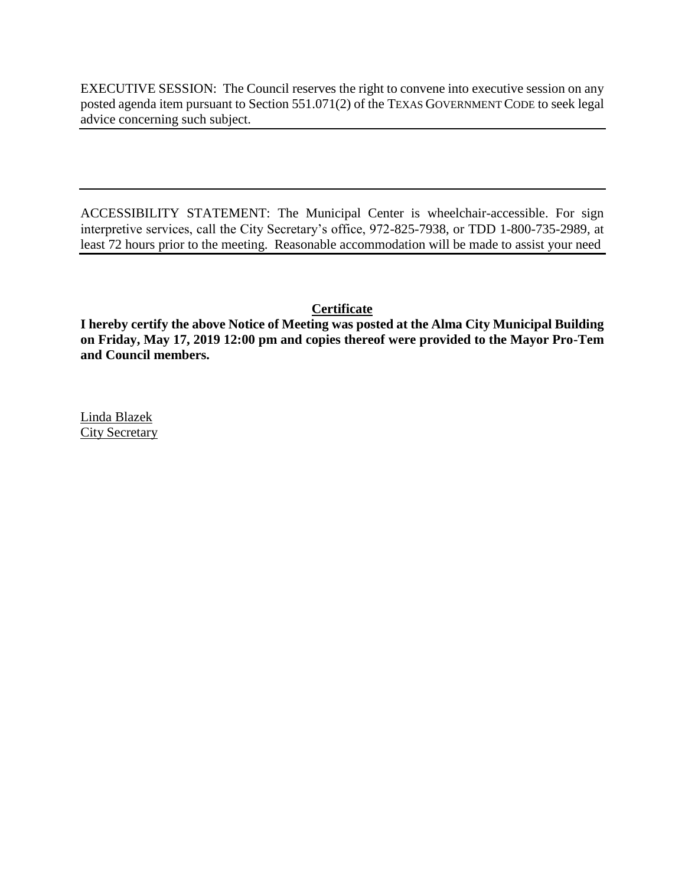EXECUTIVE SESSION: The Council reserves the right to convene into executive session on any posted agenda item pursuant to Section 551.071(2) of the TEXAS GOVERNMENT CODE to seek legal advice concerning such subject.

---

---

ACCESSIBILITY STATEMENT: The Municipal Center is wheelchair-accessible. For sign interpretive services, call the City Secretary's office, 972-825-7938, or TDD 1-800-735-2989, at least 72 hours prior to the meeting. Reasonable accommodation will be made to assist your need

---

**Certificate**

**I hereby certify the above Notice of Meeting was posted at the Alma City Municipal Building on Friday, May 17, 2019 12:00 pm and copies thereof were provided to the Mayor Pro-Tem and Council members.**

Linda Blazek
City Secretary